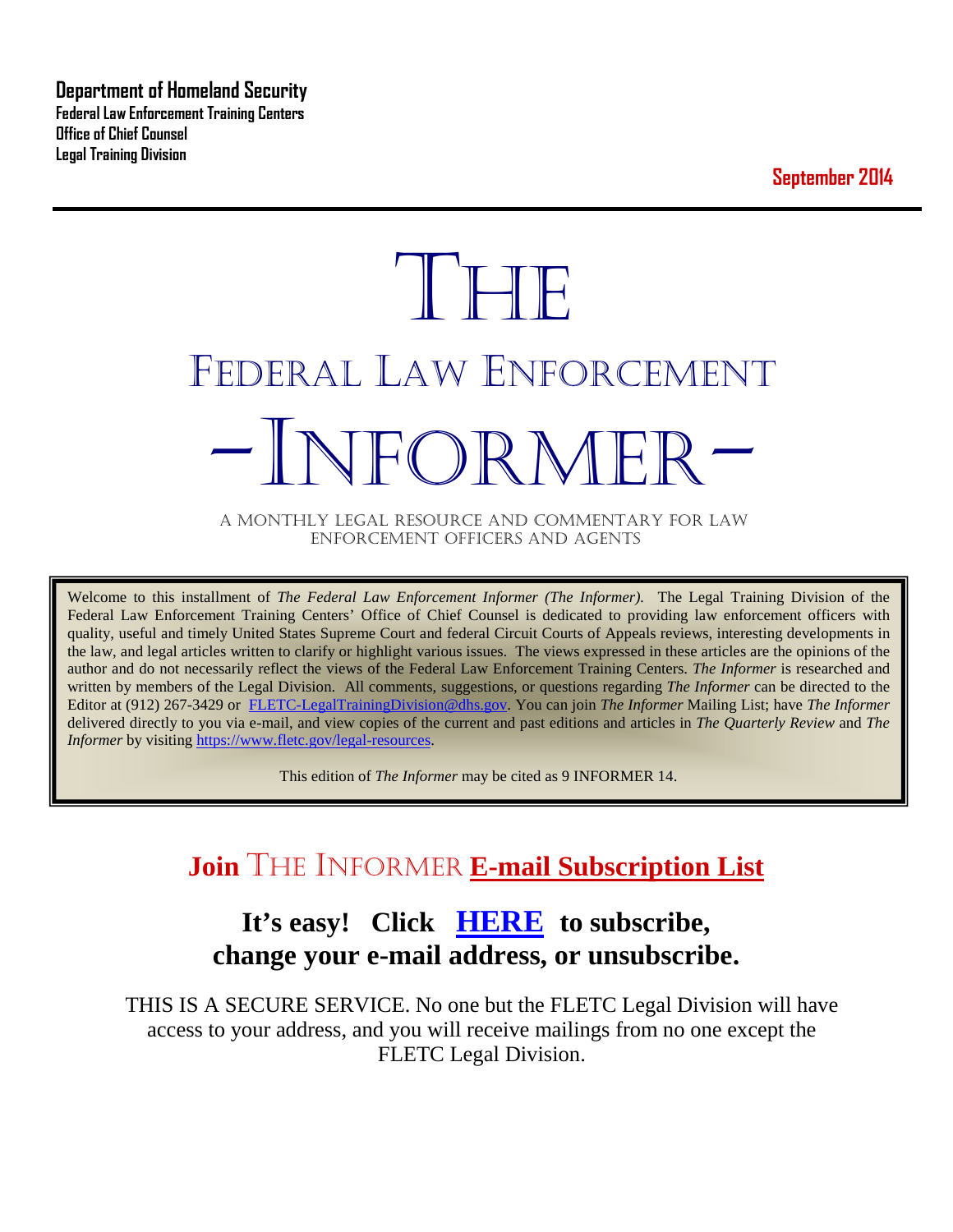**Department of Homeland Security**
**Federal Law Enforcement Training Centers**
**Office of Chief Counsel**
**Legal Training Division**

**September 2014**

# THE
# FEDERAL LAW ENFORCEMENT
# -INFORMER-

A MONTHLY LEGAL RESOURCE AND COMMENTARY FOR LAW ENFORCEMENT OFFICERS AND AGENTS

Welcome to this installment of *The Federal Law Enforcement Informer (The Informer).* The Legal Training Division of the Federal Law Enforcement Training Centers' Office of Chief Counsel is dedicated to providing law enforcement officers with quality, useful and timely United States Supreme Court and federal Circuit Courts of Appeals reviews, interesting developments in the law, and legal articles written to clarify or highlight various issues. The views expressed in these articles are the opinions of the author and do not necessarily reflect the views of the Federal Law Enforcement Training Centers. *The Informer* is researched and written by members of the Legal Division. All comments, suggestions, or questions regarding *The Informer* can be directed to the Editor at (912) 267-3429 or FLETC-LegalTrainingDivision@dhs.gov. You can join *The Informer* Mailing List; have *The Informer* delivered directly to you via e-mail, and view copies of the current and past editions and articles in *The Quarterly Review* and *The Informer* by visiting https://www.fletc.gov/legal-resources.

This edition of *The Informer* may be cited as 9 INFORMER 14.

## Join THE INFORMER E-mail Subscription List

### It's easy! Click HERE to subscribe, change your e-mail address, or unsubscribe.

THIS IS A SECURE SERVICE. No one but the FLETC Legal Division will have access to your address, and you will receive mailings from no one except the FLETC Legal Division.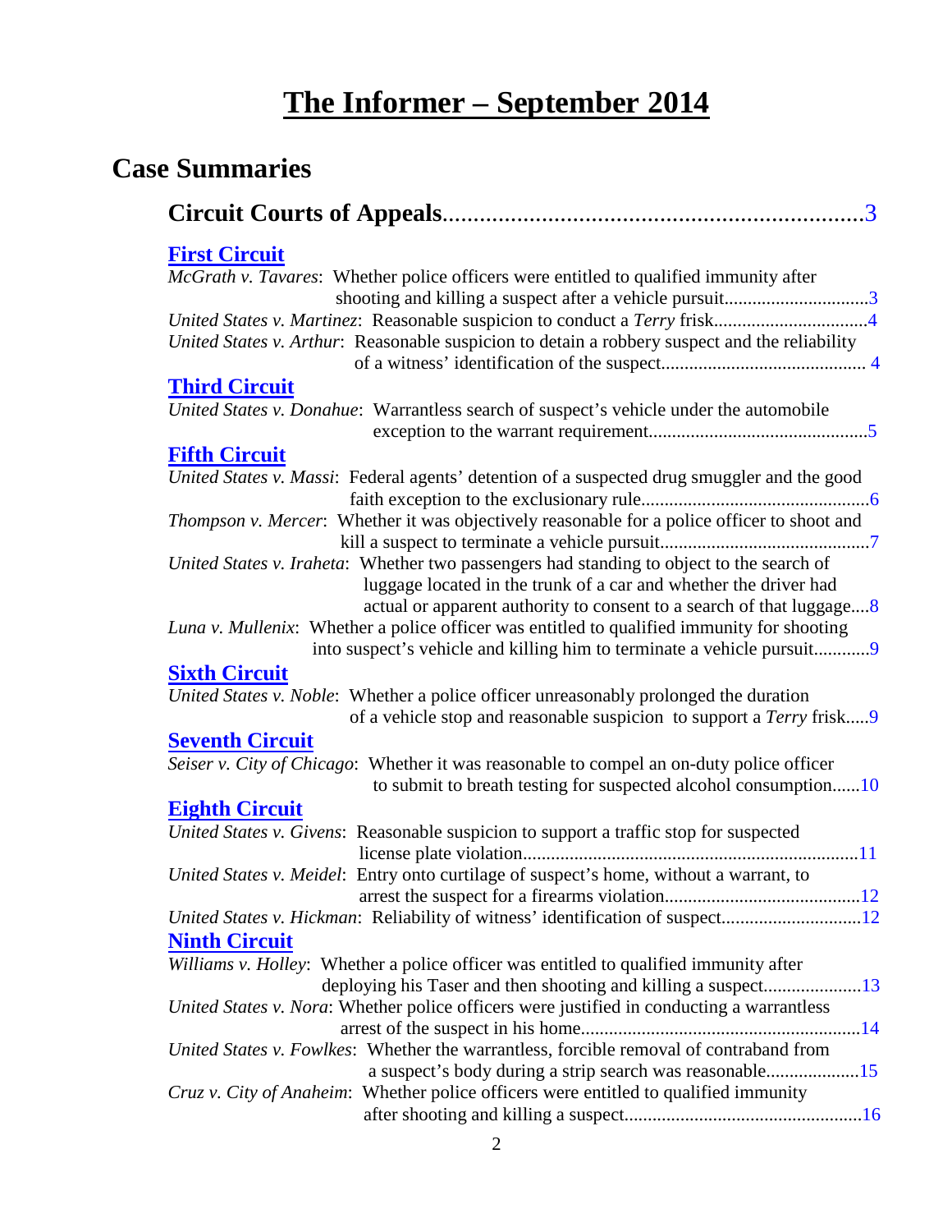# The Informer – September 2014

## Case Summaries

### Circuit Courts of Appeals....................................................................3

#### First Circuit

*McGrath v. Tavares*: Whether police officers were entitled to qualified immunity after shooting and killing a suspect after a vehicle pursuit..............................3

*United States v. Martinez*: Reasonable suspicion to conduct a *Terry* frisk................................4

*United States v. Arthur*: Reasonable suspicion to detain a robbery suspect and the reliability of a witness' identification of the suspect........................................... 4

#### Third Circuit

*United States v. Donahue*: Warrantless search of suspect's vehicle under the automobile exception to the warrant requirement...............................................5

#### Fifth Circuit

*United States v. Massi*: Federal agents' detention of a suspected drug smuggler and the good faith exception to the exclusionary rule................................................6

*Thompson v. Mercer*: Whether it was objectively reasonable for a police officer to shoot and kill a suspect to terminate a vehicle pursuit............................................7

*United States v. Iraheta*: Whether two passengers had standing to object to the search of luggage located in the trunk of a car and whether the driver had actual or apparent authority to consent to a search of that luggage....8

*Luna v. Mullenix*: Whether a police officer was entitled to qualified immunity for shooting into suspect's vehicle and killing him to terminate a vehicle pursuit............9

#### Sixth Circuit

*United States v. Noble*: Whether a police officer unreasonably prolonged the duration of a vehicle stop and reasonable suspicion to support a *Terry* frisk.....9

#### Seventh Circuit

*Seiser v. City of Chicago*: Whether it was reasonable to compel an on-duty police officer to submit to breath testing for suspected alcohol consumption......10

#### Eighth Circuit

*United States v. Givens*: Reasonable suspicion to support a traffic stop for suspected license plate violation.......................................................................11

*United States v. Meidel*: Entry onto curtilage of suspect's home, without a warrant, to arrest the suspect for a firearms violation..........................................12

*United States v. Hickman*: Reliability of witness' identification of suspect.............................12

#### Ninth Circuit

*Williams v. Holley*: Whether a police officer was entitled to qualified immunity after deploying his Taser and then shooting and killing a suspect....................13

*United States v. Nora*: Whether police officers were justified in conducting a warrantless arrest of the suspect in his home...........................................................14

*United States v. Fowlkes*: Whether the warrantless, forcible removal of contraband from a suspect's body during a strip search was reasonable...................15

*Cruz v. City of Anaheim*: Whether police officers were entitled to qualified immunity after shooting and killing a suspect..................................................16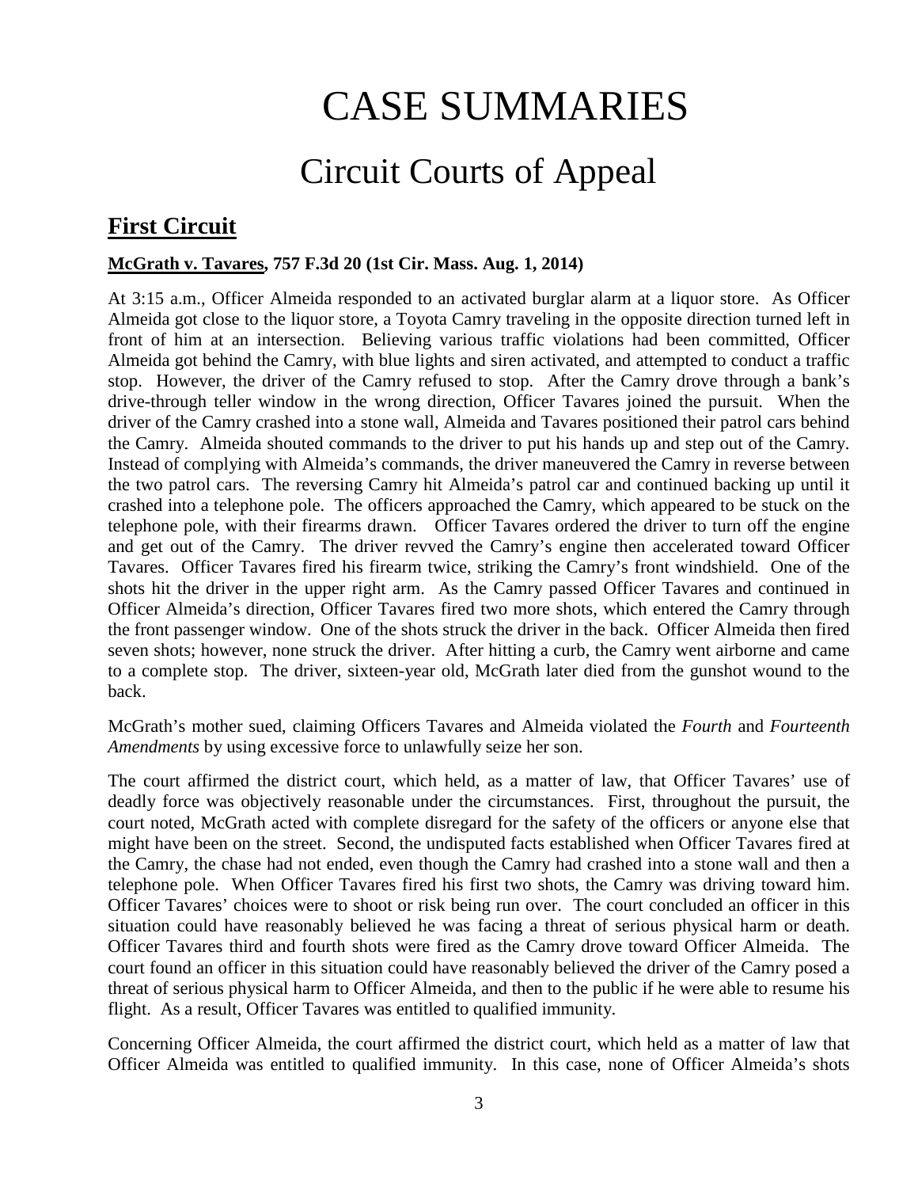# CASE SUMMARIES

## Circuit Courts of Appeal

### First Circuit

**McGrath v. Tavares, 757 F.3d 20 (1st Cir. Mass. Aug. 1, 2014)**

At 3:15 a.m., Officer Almeida responded to an activated burglar alarm at a liquor store. As Officer Almeida got close to the liquor store, a Toyota Camry traveling in the opposite direction turned left in front of him at an intersection. Believing various traffic violations had been committed, Officer Almeida got behind the Camry, with blue lights and siren activated, and attempted to conduct a traffic stop. However, the driver of the Camry refused to stop. After the Camry drove through a bank's drive-through teller window in the wrong direction, Officer Tavares joined the pursuit. When the driver of the Camry crashed into a stone wall, Almeida and Tavares positioned their patrol cars behind the Camry. Almeida shouted commands to the driver to put his hands up and step out of the Camry. Instead of complying with Almeida's commands, the driver maneuvered the Camry in reverse between the two patrol cars. The reversing Camry hit Almeida's patrol car and continued backing up until it crashed into a telephone pole. The officers approached the Camry, which appeared to be stuck on the telephone pole, with their firearms drawn. Officer Tavares ordered the driver to turn off the engine and get out of the Camry. The driver revved the Camry's engine then accelerated toward Officer Tavares. Officer Tavares fired his firearm twice, striking the Camry's front windshield. One of the shots hit the driver in the upper right arm. As the Camry passed Officer Tavares and continued in Officer Almeida's direction, Officer Tavares fired two more shots, which entered the Camry through the front passenger window. One of the shots struck the driver in the back. Officer Almeida then fired seven shots; however, none struck the driver. After hitting a curb, the Camry went airborne and came to a complete stop. The driver, sixteen-year old, McGrath later died from the gunshot wound to the back.

McGrath's mother sued, claiming Officers Tavares and Almeida violated the *Fourth* and *Fourteenth Amendments* by using excessive force to unlawfully seize her son.

The court affirmed the district court, which held, as a matter of law, that Officer Tavares' use of deadly force was objectively reasonable under the circumstances. First, throughout the pursuit, the court noted, McGrath acted with complete disregard for the safety of the officers or anyone else that might have been on the street. Second, the undisputed facts established when Officer Tavares fired at the Camry, the chase had not ended, even though the Camry had crashed into a stone wall and then a telephone pole. When Officer Tavares fired his first two shots, the Camry was driving toward him. Officer Tavares' choices were to shoot or risk being run over. The court concluded an officer in this situation could have reasonably believed he was facing a threat of serious physical harm or death. Officer Tavares third and fourth shots were fired as the Camry drove toward Officer Almeida. The court found an officer in this situation could have reasonably believed the driver of the Camry posed a threat of serious physical harm to Officer Almeida, and then to the public if he were able to resume his flight. As a result, Officer Tavares was entitled to qualified immunity.

Concerning Officer Almeida, the court affirmed the district court, which held as a matter of law that Officer Almeida was entitled to qualified immunity. In this case, none of Officer Almeida's shots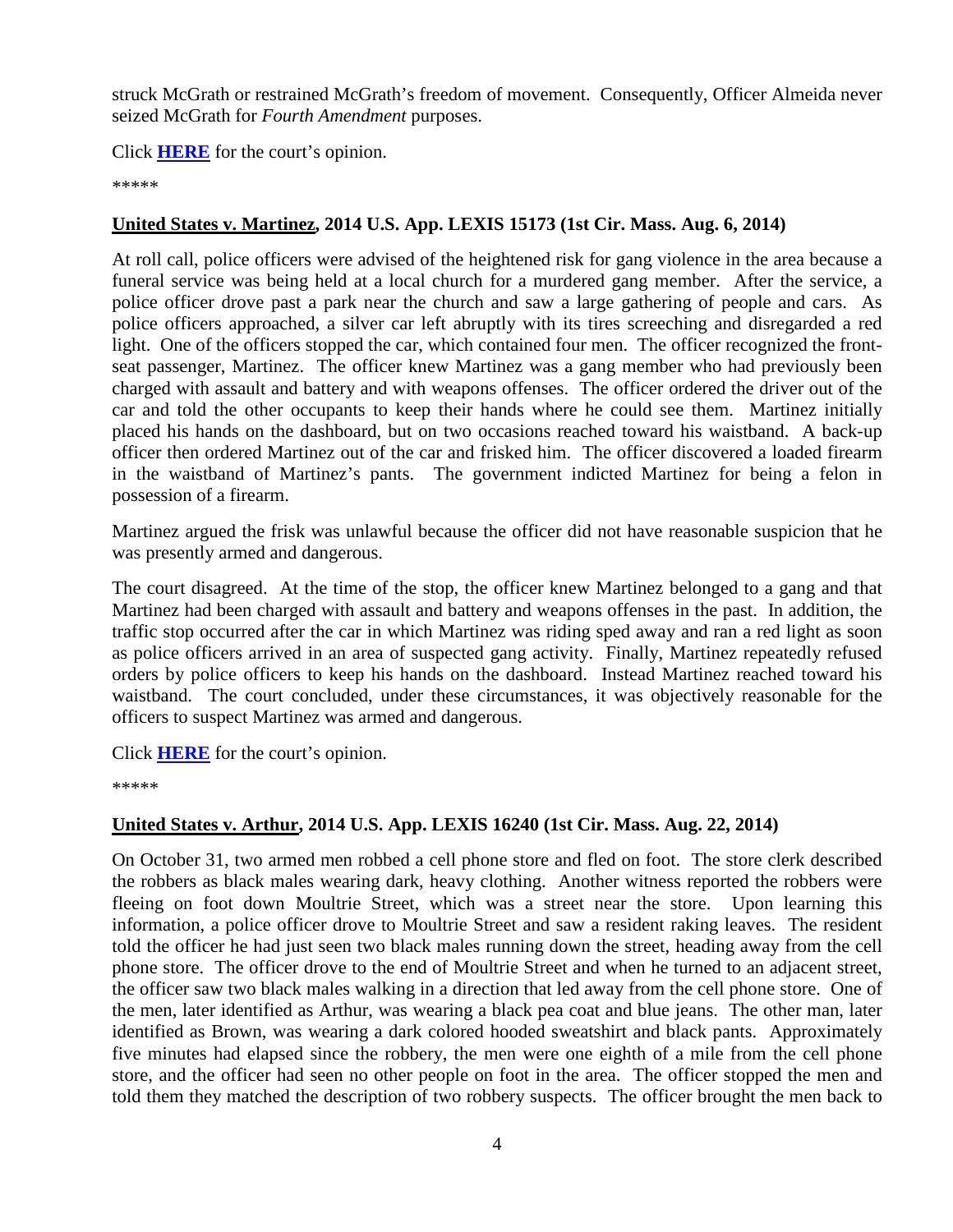struck McGrath or restrained McGrath's freedom of movement. Consequently, Officer Almeida never seized McGrath for *Fourth Amendment* purposes.

Click **HERE** for the court's opinion.

*****

**United States v. Martinez, 2014 U.S. App. LEXIS 15173 (1st Cir. Mass. Aug. 6, 2014)**

At roll call, police officers were advised of the heightened risk for gang violence in the area because a funeral service was being held at a local church for a murdered gang member. After the service, a police officer drove past a park near the church and saw a large gathering of people and cars. As police officers approached, a silver car left abruptly with its tires screeching and disregarded a red light. One of the officers stopped the car, which contained four men. The officer recognized the front-seat passenger, Martinez. The officer knew Martinez was a gang member who had previously been charged with assault and battery and with weapons offenses. The officer ordered the driver out of the car and told the other occupants to keep their hands where he could see them. Martinez initially placed his hands on the dashboard, but on two occasions reached toward his waistband. A back-up officer then ordered Martinez out of the car and frisked him. The officer discovered a loaded firearm in the waistband of Martinez's pants. The government indicted Martinez for being a felon in possession of a firearm.

Martinez argued the frisk was unlawful because the officer did not have reasonable suspicion that he was presently armed and dangerous.

The court disagreed. At the time of the stop, the officer knew Martinez belonged to a gang and that Martinez had been charged with assault and battery and weapons offenses in the past. In addition, the traffic stop occurred after the car in which Martinez was riding sped away and ran a red light as soon as police officers arrived in an area of suspected gang activity. Finally, Martinez repeatedly refused orders by police officers to keep his hands on the dashboard. Instead Martinez reached toward his waistband. The court concluded, under these circumstances, it was objectively reasonable for the officers to suspect Martinez was armed and dangerous.

Click **HERE** for the court's opinion.

*****

**United States v. Arthur, 2014 U.S. App. LEXIS 16240 (1st Cir. Mass. Aug. 22, 2014)**

On October 31, two armed men robbed a cell phone store and fled on foot. The store clerk described the robbers as black males wearing dark, heavy clothing. Another witness reported the robbers were fleeing on foot down Moultrie Street, which was a street near the store. Upon learning this information, a police officer drove to Moultrie Street and saw a resident raking leaves. The resident told the officer he had just seen two black males running down the street, heading away from the cell phone store. The officer drove to the end of Moultrie Street and when he turned to an adjacent street, the officer saw two black males walking in a direction that led away from the cell phone store. One of the men, later identified as Arthur, was wearing a black pea coat and blue jeans. The other man, later identified as Brown, was wearing a dark colored hooded sweatshirt and black pants. Approximately five minutes had elapsed since the robbery, the men were one eighth of a mile from the cell phone store, and the officer had seen no other people on foot in the area. The officer stopped the men and told them they matched the description of two robbery suspects. The officer brought the men back to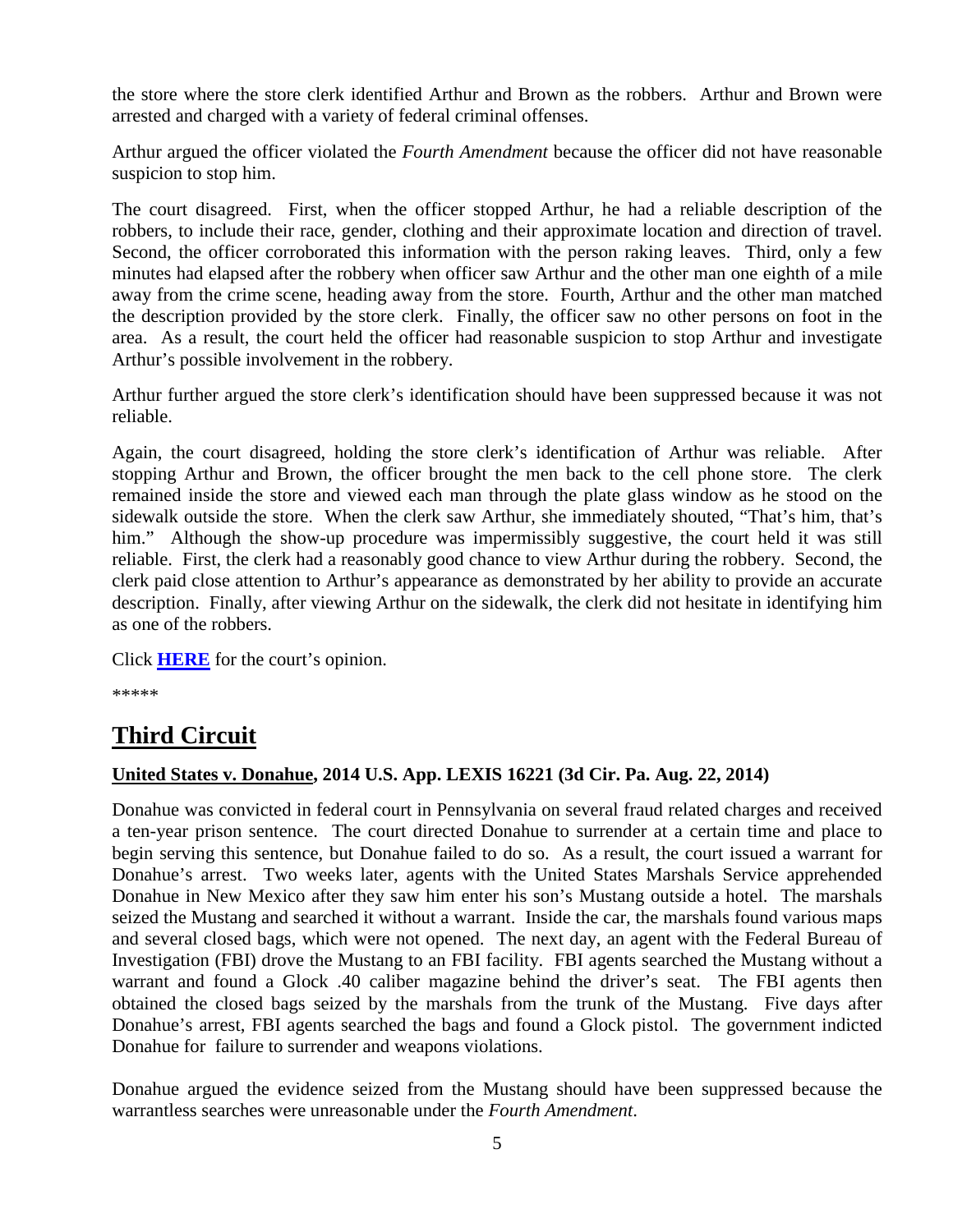the store where the store clerk identified Arthur and Brown as the robbers. Arthur and Brown were arrested and charged with a variety of federal criminal offenses.

Arthur argued the officer violated the *Fourth Amendment* because the officer did not have reasonable suspicion to stop him.

The court disagreed. First, when the officer stopped Arthur, he had a reliable description of the robbers, to include their race, gender, clothing and their approximate location and direction of travel. Second, the officer corroborated this information with the person raking leaves. Third, only a few minutes had elapsed after the robbery when officer saw Arthur and the other man one eighth of a mile away from the crime scene, heading away from the store. Fourth, Arthur and the other man matched the description provided by the store clerk. Finally, the officer saw no other persons on foot in the area. As a result, the court held the officer had reasonable suspicion to stop Arthur and investigate Arthur's possible involvement in the robbery.

Arthur further argued the store clerk's identification should have been suppressed because it was not reliable.

Again, the court disagreed, holding the store clerk's identification of Arthur was reliable. After stopping Arthur and Brown, the officer brought the men back to the cell phone store. The clerk remained inside the store and viewed each man through the plate glass window as he stood on the sidewalk outside the store. When the clerk saw Arthur, she immediately shouted, "That's him, that's him." Although the show-up procedure was impermissibly suggestive, the court held it was still reliable. First, the clerk had a reasonably good chance to view Arthur during the robbery. Second, the clerk paid close attention to Arthur's appearance as demonstrated by her ability to provide an accurate description. Finally, after viewing Arthur on the sidewalk, the clerk did not hesitate in identifying him as one of the robbers.

Click **HERE** for the court's opinion.

*****

## Third Circuit

### United States v. Donahue, 2014 U.S. App. LEXIS 16221 (3d Cir. Pa. Aug. 22, 2014)

Donahue was convicted in federal court in Pennsylvania on several fraud related charges and received a ten-year prison sentence. The court directed Donahue to surrender at a certain time and place to begin serving this sentence, but Donahue failed to do so. As a result, the court issued a warrant for Donahue's arrest. Two weeks later, agents with the United States Marshals Service apprehended Donahue in New Mexico after they saw him enter his son's Mustang outside a hotel. The marshals seized the Mustang and searched it without a warrant. Inside the car, the marshals found various maps and several closed bags, which were not opened. The next day, an agent with the Federal Bureau of Investigation (FBI) drove the Mustang to an FBI facility. FBI agents searched the Mustang without a warrant and found a Glock .40 caliber magazine behind the driver's seat. The FBI agents then obtained the closed bags seized by the marshals from the trunk of the Mustang. Five days after Donahue's arrest, FBI agents searched the bags and found a Glock pistol. The government indicted Donahue for failure to surrender and weapons violations.

Donahue argued the evidence seized from the Mustang should have been suppressed because the warrantless searches were unreasonable under the *Fourth Amendment*.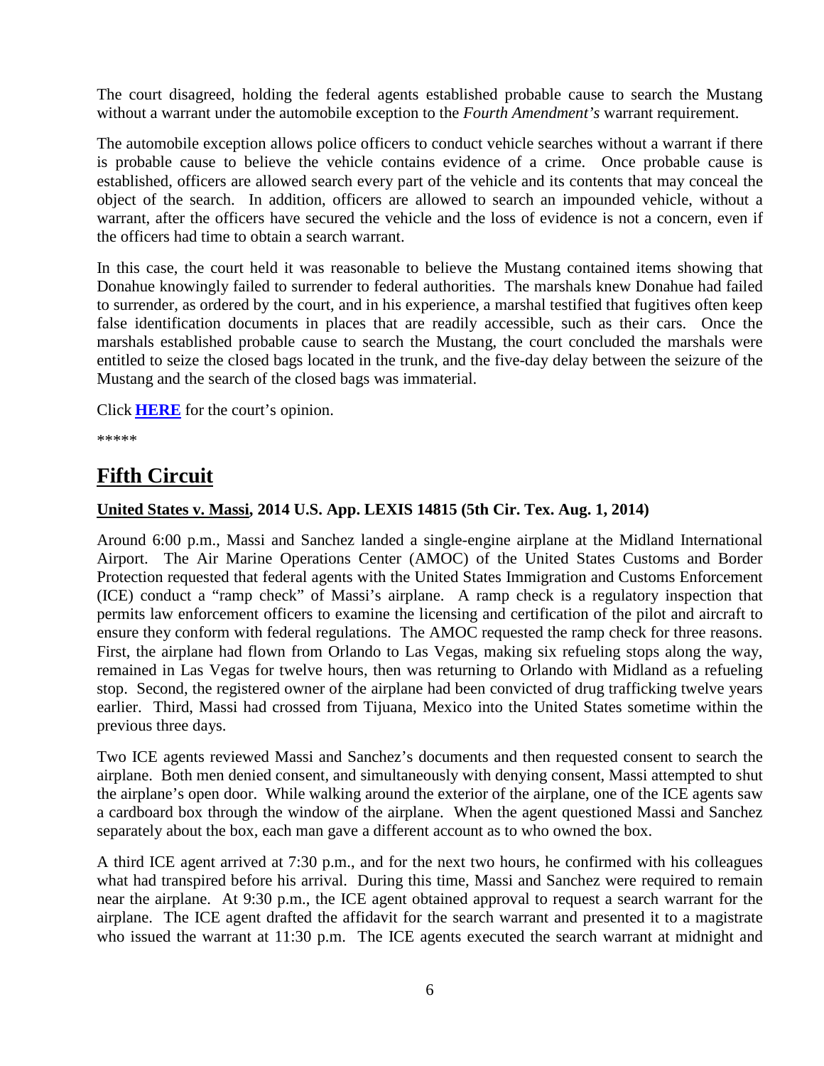The court disagreed, holding the federal agents established probable cause to search the Mustang without a warrant under the automobile exception to the *Fourth Amendment's* warrant requirement.

The automobile exception allows police officers to conduct vehicle searches without a warrant if there is probable cause to believe the vehicle contains evidence of a crime. Once probable cause is established, officers are allowed search every part of the vehicle and its contents that may conceal the object of the search. In addition, officers are allowed to search an impounded vehicle, without a warrant, after the officers have secured the vehicle and the loss of evidence is not a concern, even if the officers had time to obtain a search warrant.

In this case, the court held it was reasonable to believe the Mustang contained items showing that Donahue knowingly failed to surrender to federal authorities. The marshals knew Donahue had failed to surrender, as ordered by the court, and in his experience, a marshal testified that fugitives often keep false identification documents in places that are readily accessible, such as their cars. Once the marshals established probable cause to search the Mustang, the court concluded the marshals were entitled to seize the closed bags located in the trunk, and the five-day delay between the seizure of the Mustang and the search of the closed bags was immaterial.

Click **HERE** for the court's opinion.

*****

## Fifth Circuit

**United States v. Massi, 2014 U.S. App. LEXIS 14815 (5th Cir. Tex. Aug. 1, 2014)**

Around 6:00 p.m., Massi and Sanchez landed a single-engine airplane at the Midland International Airport. The Air Marine Operations Center (AMOC) of the United States Customs and Border Protection requested that federal agents with the United States Immigration and Customs Enforcement (ICE) conduct a "ramp check" of Massi's airplane. A ramp check is a regulatory inspection that permits law enforcement officers to examine the licensing and certification of the pilot and aircraft to ensure they conform with federal regulations. The AMOC requested the ramp check for three reasons. First, the airplane had flown from Orlando to Las Vegas, making six refueling stops along the way, remained in Las Vegas for twelve hours, then was returning to Orlando with Midland as a refueling stop. Second, the registered owner of the airplane had been convicted of drug trafficking twelve years earlier. Third, Massi had crossed from Tijuana, Mexico into the United States sometime within the previous three days.

Two ICE agents reviewed Massi and Sanchez's documents and then requested consent to search the airplane. Both men denied consent, and simultaneously with denying consent, Massi attempted to shut the airplane's open door. While walking around the exterior of the airplane, one of the ICE agents saw a cardboard box through the window of the airplane. When the agent questioned Massi and Sanchez separately about the box, each man gave a different account as to who owned the box.

A third ICE agent arrived at 7:30 p.m., and for the next two hours, he confirmed with his colleagues what had transpired before his arrival. During this time, Massi and Sanchez were required to remain near the airplane. At 9:30 p.m., the ICE agent obtained approval to request a search warrant for the airplane. The ICE agent drafted the affidavit for the search warrant and presented it to a magistrate who issued the warrant at 11:30 p.m. The ICE agents executed the search warrant at midnight and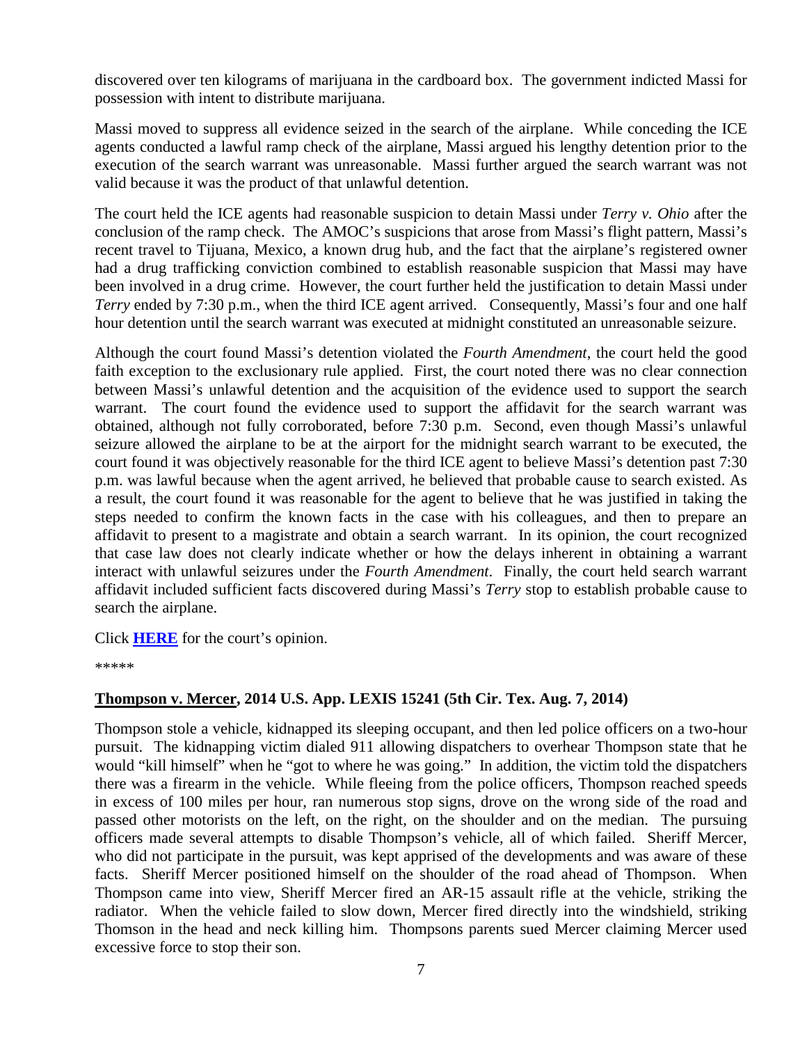discovered over ten kilograms of marijuana in the cardboard box. The government indicted Massi for possession with intent to distribute marijuana.

Massi moved to suppress all evidence seized in the search of the airplane. While conceding the ICE agents conducted a lawful ramp check of the airplane, Massi argued his lengthy detention prior to the execution of the search warrant was unreasonable. Massi further argued the search warrant was not valid because it was the product of that unlawful detention.

The court held the ICE agents had reasonable suspicion to detain Massi under *Terry v. Ohio* after the conclusion of the ramp check. The AMOC's suspicions that arose from Massi's flight pattern, Massi's recent travel to Tijuana, Mexico, a known drug hub, and the fact that the airplane's registered owner had a drug trafficking conviction combined to establish reasonable suspicion that Massi may have been involved in a drug crime. However, the court further held the justification to detain Massi under *Terry* ended by 7:30 p.m., when the third ICE agent arrived. Consequently, Massi's four and one half hour detention until the search warrant was executed at midnight constituted an unreasonable seizure.

Although the court found Massi's detention violated the *Fourth Amendment*, the court held the good faith exception to the exclusionary rule applied. First, the court noted there was no clear connection between Massi's unlawful detention and the acquisition of the evidence used to support the search warrant. The court found the evidence used to support the affidavit for the search warrant was obtained, although not fully corroborated, before 7:30 p.m. Second, even though Massi's unlawful seizure allowed the airplane to be at the airport for the midnight search warrant to be executed, the court found it was objectively reasonable for the third ICE agent to believe Massi's detention past 7:30 p.m. was lawful because when the agent arrived, he believed that probable cause to search existed. As a result, the court found it was reasonable for the agent to believe that he was justified in taking the steps needed to confirm the known facts in the case with his colleagues, and then to prepare an affidavit to present to a magistrate and obtain a search warrant. In its opinion, the court recognized that case law does not clearly indicate whether or how the delays inherent in obtaining a warrant interact with unlawful seizures under the *Fourth Amendment*. Finally, the court held search warrant affidavit included sufficient facts discovered during Massi's *Terry* stop to establish probable cause to search the airplane.

Click **HERE** for the court's opinion.

*****

**Thompson v. Mercer, 2014 U.S. App. LEXIS 15241 (5th Cir. Tex. Aug. 7, 2014)**

Thompson stole a vehicle, kidnapped its sleeping occupant, and then led police officers on a two-hour pursuit. The kidnapping victim dialed 911 allowing dispatchers to overhear Thompson state that he would "kill himself" when he "got to where he was going." In addition, the victim told the dispatchers there was a firearm in the vehicle. While fleeing from the police officers, Thompson reached speeds in excess of 100 miles per hour, ran numerous stop signs, drove on the wrong side of the road and passed other motorists on the left, on the right, on the shoulder and on the median. The pursuing officers made several attempts to disable Thompson's vehicle, all of which failed. Sheriff Mercer, who did not participate in the pursuit, was kept apprised of the developments and was aware of these facts. Sheriff Mercer positioned himself on the shoulder of the road ahead of Thompson. When Thompson came into view, Sheriff Mercer fired an AR-15 assault rifle at the vehicle, striking the radiator. When the vehicle failed to slow down, Mercer fired directly into the windshield, striking Thomson in the head and neck killing him. Thompsons parents sued Mercer claiming Mercer used excessive force to stop their son.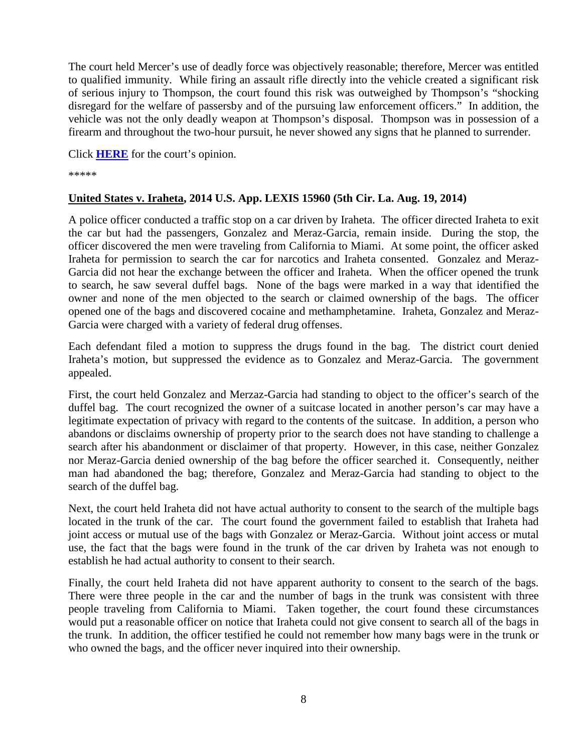The court held Mercer's use of deadly force was objectively reasonable; therefore, Mercer was entitled to qualified immunity. While firing an assault rifle directly into the vehicle created a significant risk of serious injury to Thompson, the court found this risk was outweighed by Thompson's "shocking disregard for the welfare of passersby and of the pursuing law enforcement officers." In addition, the vehicle was not the only deadly weapon at Thompson's disposal. Thompson was in possession of a firearm and throughout the two-hour pursuit, he never showed any signs that he planned to surrender.

Click **HERE** for the court's opinion.

*****

**United States v. Iraheta, 2014 U.S. App. LEXIS 15960 (5th Cir. La. Aug. 19, 2014)**

A police officer conducted a traffic stop on a car driven by Iraheta. The officer directed Iraheta to exit the car but had the passengers, Gonzalez and Meraz-Garcia, remain inside. During the stop, the officer discovered the men were traveling from California to Miami. At some point, the officer asked Iraheta for permission to search the car for narcotics and Iraheta consented. Gonzalez and Meraz-Garcia did not hear the exchange between the officer and Iraheta. When the officer opened the trunk to search, he saw several duffel bags. None of the bags were marked in a way that identified the owner and none of the men objected to the search or claimed ownership of the bags. The officer opened one of the bags and discovered cocaine and methamphetamine. Iraheta, Gonzalez and Meraz-Garcia were charged with a variety of federal drug offenses.

Each defendant filed a motion to suppress the drugs found in the bag. The district court denied Iraheta's motion, but suppressed the evidence as to Gonzalez and Meraz-Garcia. The government appealed.

First, the court held Gonzalez and Merzaz-Garcia had standing to object to the officer's search of the duffel bag. The court recognized the owner of a suitcase located in another person's car may have a legitimate expectation of privacy with regard to the contents of the suitcase. In addition, a person who abandons or disclaims ownership of property prior to the search does not have standing to challenge a search after his abandonment or disclaimer of that property. However, in this case, neither Gonzalez nor Meraz-Garcia denied ownership of the bag before the officer searched it. Consequently, neither man had abandoned the bag; therefore, Gonzalez and Meraz-Garcia had standing to object to the search of the duffel bag.

Next, the court held Iraheta did not have actual authority to consent to the search of the multiple bags located in the trunk of the car. The court found the government failed to establish that Iraheta had joint access or mutual use of the bags with Gonzalez or Meraz-Garcia. Without joint access or mutal use, the fact that the bags were found in the trunk of the car driven by Iraheta was not enough to establish he had actual authority to consent to their search.

Finally, the court held Iraheta did not have apparent authority to consent to the search of the bags. There were three people in the car and the number of bags in the trunk was consistent with three people traveling from California to Miami. Taken together, the court found these circumstances would put a reasonable officer on notice that Iraheta could not give consent to search all of the bags in the trunk. In addition, the officer testified he could not remember how many bags were in the trunk or who owned the bags, and the officer never inquired into their ownership.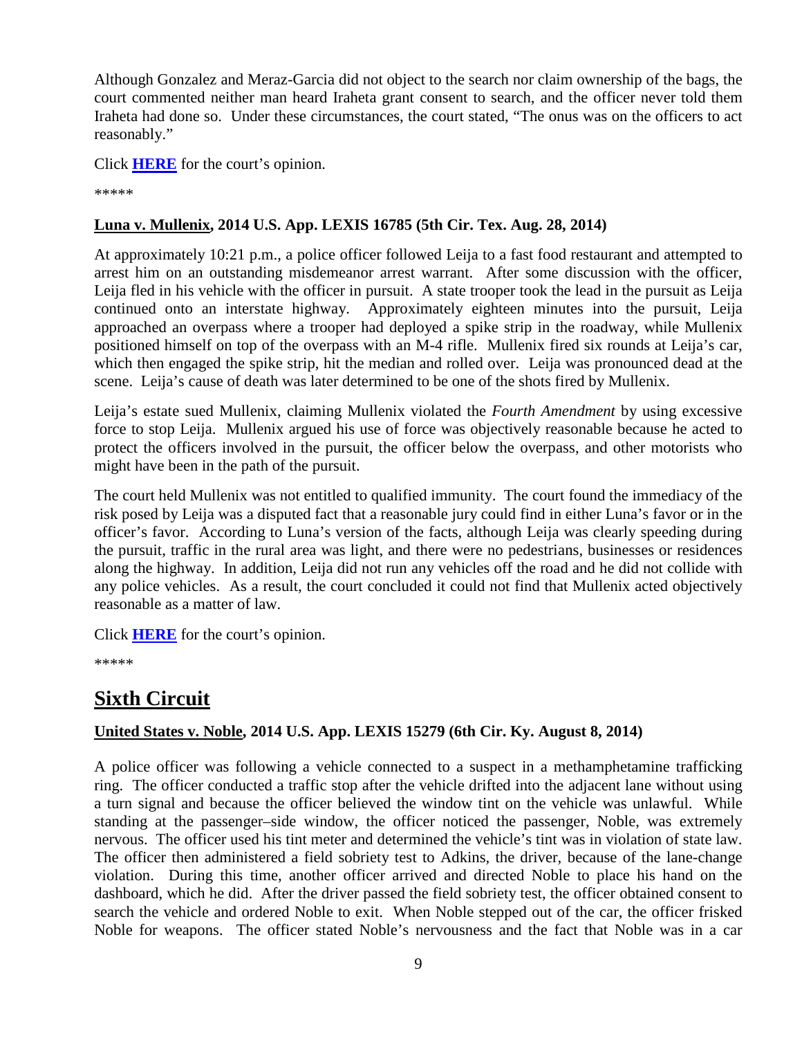Although Gonzalez and Meraz-Garcia did not object to the search nor claim ownership of the bags, the court commented neither man heard Iraheta grant consent to search, and the officer never told them Iraheta had done so. Under these circumstances, the court stated, "The onus was on the officers to act reasonably."

Click **HERE** for the court's opinion.

*****

**Luna v. Mullenix, 2014 U.S. App. LEXIS 16785 (5th Cir. Tex. Aug. 28, 2014)**

At approximately 10:21 p.m., a police officer followed Leija to a fast food restaurant and attempted to arrest him on an outstanding misdemeanor arrest warrant. After some discussion with the officer, Leija fled in his vehicle with the officer in pursuit. A state trooper took the lead in the pursuit as Leija continued onto an interstate highway. Approximately eighteen minutes into the pursuit, Leija approached an overpass where a trooper had deployed a spike strip in the roadway, while Mullenix positioned himself on top of the overpass with an M-4 rifle. Mullenix fired six rounds at Leija's car, which then engaged the spike strip, hit the median and rolled over. Leija was pronounced dead at the scene. Leija's cause of death was later determined to be one of the shots fired by Mullenix.

Leija's estate sued Mullenix, claiming Mullenix violated the *Fourth Amendment* by using excessive force to stop Leija. Mullenix argued his use of force was objectively reasonable because he acted to protect the officers involved in the pursuit, the officer below the overpass, and other motorists who might have been in the path of the pursuit.

The court held Mullenix was not entitled to qualified immunity. The court found the immediacy of the risk posed by Leija was a disputed fact that a reasonable jury could find in either Luna's favor or in the officer's favor. According to Luna's version of the facts, although Leija was clearly speeding during the pursuit, traffic in the rural area was light, and there were no pedestrians, businesses or residences along the highway. In addition, Leija did not run any vehicles off the road and he did not collide with any police vehicles. As a result, the court concluded it could not find that Mullenix acted objectively reasonable as a matter of law.

Click **HERE** for the court's opinion.

*****

## Sixth Circuit

**United States v. Noble, 2014 U.S. App. LEXIS 15279 (6th Cir. Ky. August 8, 2014)**

A police officer was following a vehicle connected to a suspect in a methamphetamine trafficking ring. The officer conducted a traffic stop after the vehicle drifted into the adjacent lane without using a turn signal and because the officer believed the window tint on the vehicle was unlawful. While standing at the passenger–side window, the officer noticed the passenger, Noble, was extremely nervous. The officer used his tint meter and determined the vehicle's tint was in violation of state law. The officer then administered a field sobriety test to Adkins, the driver, because of the lane-change violation. During this time, another officer arrived and directed Noble to place his hand on the dashboard, which he did. After the driver passed the field sobriety test, the officer obtained consent to search the vehicle and ordered Noble to exit. When Noble stepped out of the car, the officer frisked Noble for weapons. The officer stated Noble's nervousness and the fact that Noble was in a car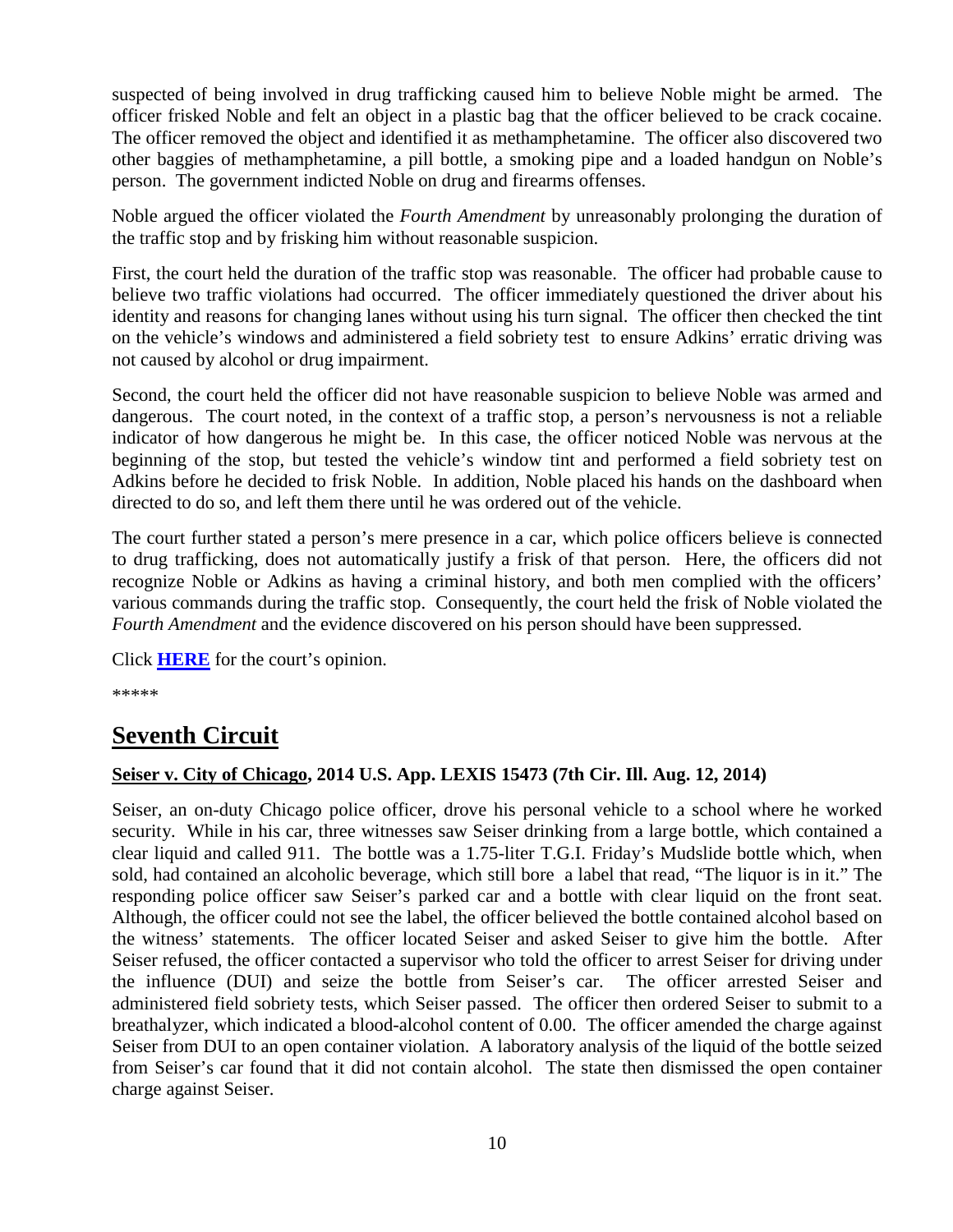suspected of being involved in drug trafficking caused him to believe Noble might be armed. The officer frisked Noble and felt an object in a plastic bag that the officer believed to be crack cocaine. The officer removed the object and identified it as methamphetamine. The officer also discovered two other baggies of methamphetamine, a pill bottle, a smoking pipe and a loaded handgun on Noble's person. The government indicted Noble on drug and firearms offenses.

Noble argued the officer violated the *Fourth Amendment* by unreasonably prolonging the duration of the traffic stop and by frisking him without reasonable suspicion.

First, the court held the duration of the traffic stop was reasonable. The officer had probable cause to believe two traffic violations had occurred. The officer immediately questioned the driver about his identity and reasons for changing lanes without using his turn signal. The officer then checked the tint on the vehicle's windows and administered a field sobriety test to ensure Adkins' erratic driving was not caused by alcohol or drug impairment.

Second, the court held the officer did not have reasonable suspicion to believe Noble was armed and dangerous. The court noted, in the context of a traffic stop, a person's nervousness is not a reliable indicator of how dangerous he might be. In this case, the officer noticed Noble was nervous at the beginning of the stop, but tested the vehicle's window tint and performed a field sobriety test on Adkins before he decided to frisk Noble. In addition, Noble placed his hands on the dashboard when directed to do so, and left them there until he was ordered out of the vehicle.

The court further stated a person's mere presence in a car, which police officers believe is connected to drug trafficking, does not automatically justify a frisk of that person. Here, the officers did not recognize Noble or Adkins as having a criminal history, and both men complied with the officers' various commands during the traffic stop. Consequently, the court held the frisk of Noble violated the *Fourth Amendment* and the evidence discovered on his person should have been suppressed.

Click **HERE** for the court's opinion.

*****

# Seventh Circuit

**Seiser v. City of Chicago, 2014 U.S. App. LEXIS 15473 (7th Cir. Ill. Aug. 12, 2014)**

Seiser, an on-duty Chicago police officer, drove his personal vehicle to a school where he worked security. While in his car, three witnesses saw Seiser drinking from a large bottle, which contained a clear liquid and called 911. The bottle was a 1.75-liter T.G.I. Friday's Mudslide bottle which, when sold, had contained an alcoholic beverage, which still bore a label that read, "The liquor is in it." The responding police officer saw Seiser's parked car and a bottle with clear liquid on the front seat. Although, the officer could not see the label, the officer believed the bottle contained alcohol based on the witness' statements. The officer located Seiser and asked Seiser to give him the bottle. After Seiser refused, the officer contacted a supervisor who told the officer to arrest Seiser for driving under the influence (DUI) and seize the bottle from Seiser's car. The officer arrested Seiser and administered field sobriety tests, which Seiser passed. The officer then ordered Seiser to submit to a breathalyzer, which indicated a blood-alcohol content of 0.00. The officer amended the charge against Seiser from DUI to an open container violation. A laboratory analysis of the liquid of the bottle seized from Seiser's car found that it did not contain alcohol. The state then dismissed the open container charge against Seiser.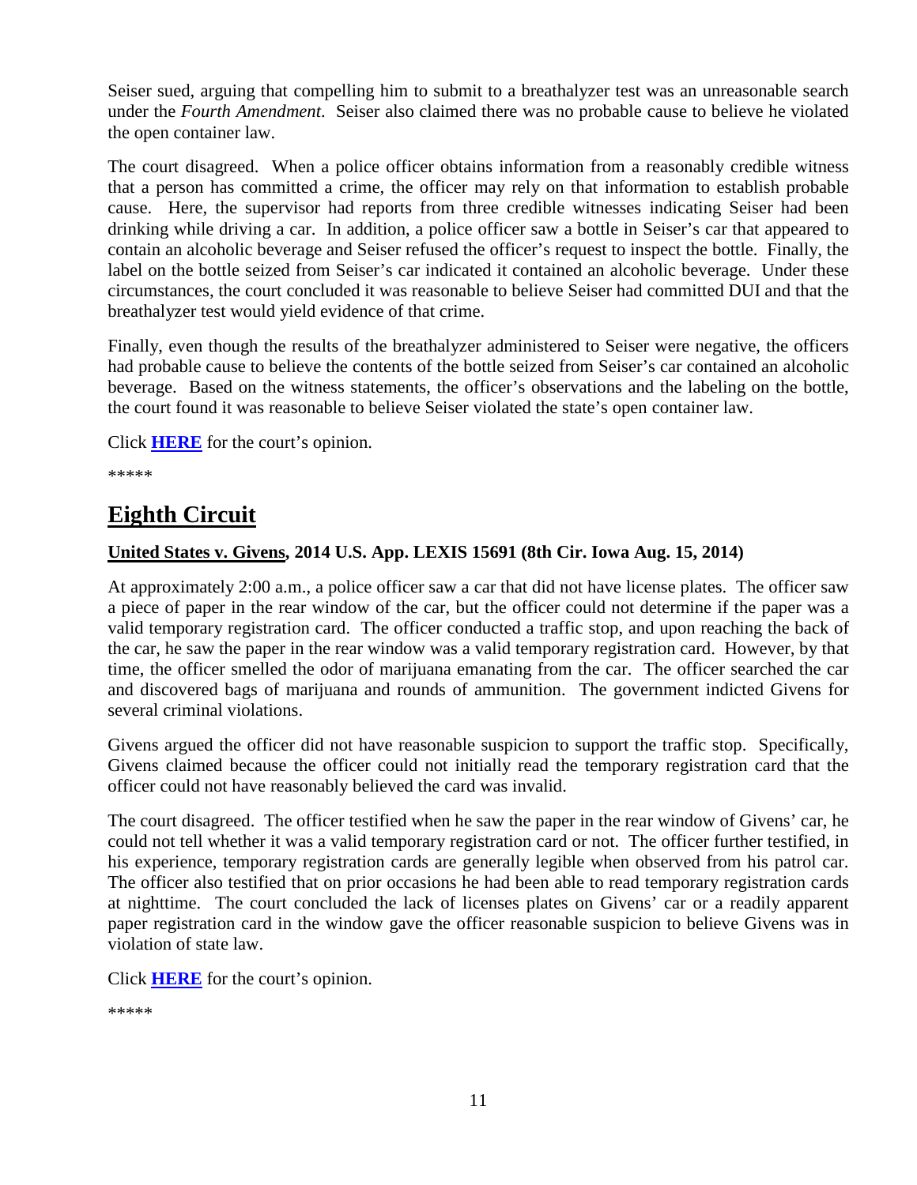Seiser sued, arguing that compelling him to submit to a breathalyzer test was an unreasonable search under the *Fourth Amendment*. Seiser also claimed there was no probable cause to believe he violated the open container law.

The court disagreed. When a police officer obtains information from a reasonably credible witness that a person has committed a crime, the officer may rely on that information to establish probable cause. Here, the supervisor had reports from three credible witnesses indicating Seiser had been drinking while driving a car. In addition, a police officer saw a bottle in Seiser's car that appeared to contain an alcoholic beverage and Seiser refused the officer's request to inspect the bottle. Finally, the label on the bottle seized from Seiser's car indicated it contained an alcoholic beverage. Under these circumstances, the court concluded it was reasonable to believe Seiser had committed DUI and that the breathalyzer test would yield evidence of that crime.

Finally, even though the results of the breathalyzer administered to Seiser were negative, the officers had probable cause to believe the contents of the bottle seized from Seiser's car contained an alcoholic beverage. Based on the witness statements, the officer's observations and the labeling on the bottle, the court found it was reasonable to believe Seiser violated the state's open container law.

Click **HERE** for the court's opinion.

*****

## Eighth Circuit

**United States v. Givens, 2014 U.S. App. LEXIS 15691 (8th Cir. Iowa Aug. 15, 2014)**

At approximately 2:00 a.m., a police officer saw a car that did not have license plates. The officer saw a piece of paper in the rear window of the car, but the officer could not determine if the paper was a valid temporary registration card. The officer conducted a traffic stop, and upon reaching the back of the car, he saw the paper in the rear window was a valid temporary registration card. However, by that time, the officer smelled the odor of marijuana emanating from the car. The officer searched the car and discovered bags of marijuana and rounds of ammunition. The government indicted Givens for several criminal violations.

Givens argued the officer did not have reasonable suspicion to support the traffic stop. Specifically, Givens claimed because the officer could not initially read the temporary registration card that the officer could not have reasonably believed the card was invalid.

The court disagreed. The officer testified when he saw the paper in the rear window of Givens' car, he could not tell whether it was a valid temporary registration card or not. The officer further testified, in his experience, temporary registration cards are generally legible when observed from his patrol car. The officer also testified that on prior occasions he had been able to read temporary registration cards at nighttime. The court concluded the lack of licenses plates on Givens' car or a readily apparent paper registration card in the window gave the officer reasonable suspicion to believe Givens was in violation of state law.

Click **HERE** for the court's opinion.

*****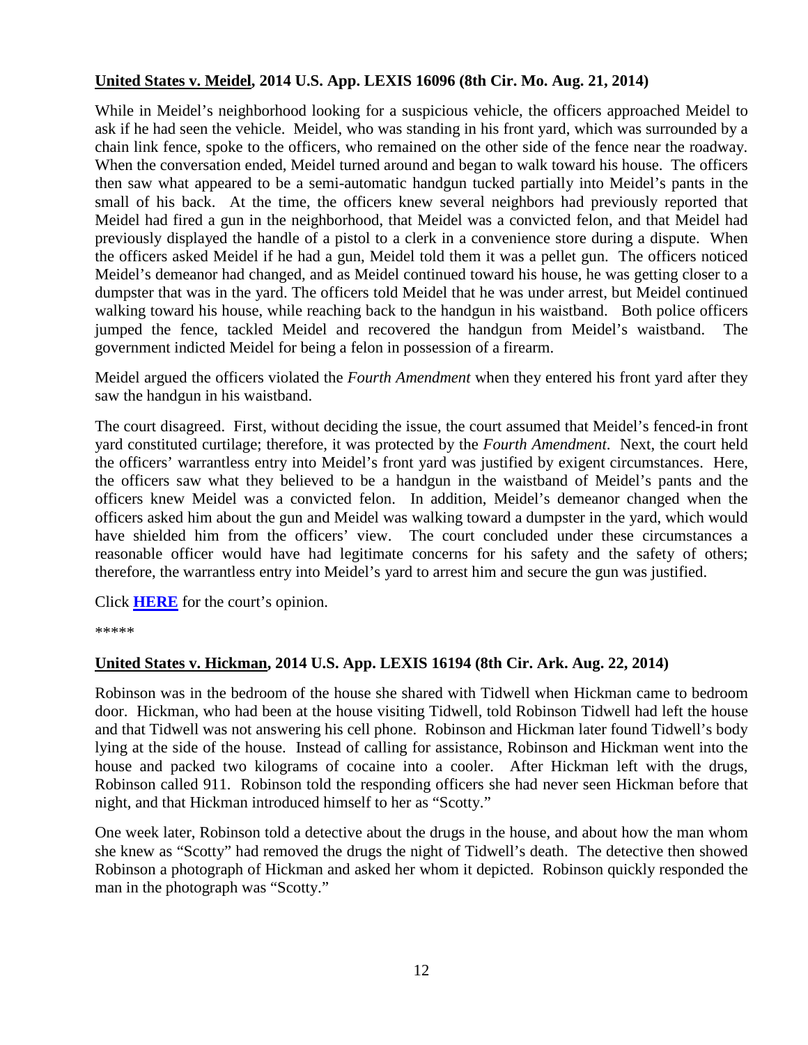**United States v. Meidel, 2014 U.S. App. LEXIS 16096 (8th Cir. Mo. Aug. 21, 2014)**

While in Meidel's neighborhood looking for a suspicious vehicle, the officers approached Meidel to ask if he had seen the vehicle. Meidel, who was standing in his front yard, which was surrounded by a chain link fence, spoke to the officers, who remained on the other side of the fence near the roadway. When the conversation ended, Meidel turned around and began to walk toward his house. The officers then saw what appeared to be a semi-automatic handgun tucked partially into Meidel's pants in the small of his back. At the time, the officers knew several neighbors had previously reported that Meidel had fired a gun in the neighborhood, that Meidel was a convicted felon, and that Meidel had previously displayed the handle of a pistol to a clerk in a convenience store during a dispute. When the officers asked Meidel if he had a gun, Meidel told them it was a pellet gun. The officers noticed Meidel's demeanor had changed, and as Meidel continued toward his house, he was getting closer to a dumpster that was in the yard. The officers told Meidel that he was under arrest, but Meidel continued walking toward his house, while reaching back to the handgun in his waistband. Both police officers jumped the fence, tackled Meidel and recovered the handgun from Meidel's waistband. The government indicted Meidel for being a felon in possession of a firearm.

Meidel argued the officers violated the *Fourth Amendment* when they entered his front yard after they saw the handgun in his waistband.

The court disagreed. First, without deciding the issue, the court assumed that Meidel's fenced-in front yard constituted curtilage; therefore, it was protected by the *Fourth Amendment*. Next, the court held the officers' warrantless entry into Meidel's front yard was justified by exigent circumstances. Here, the officers saw what they believed to be a handgun in the waistband of Meidel's pants and the officers knew Meidel was a convicted felon. In addition, Meidel's demeanor changed when the officers asked him about the gun and Meidel was walking toward a dumpster in the yard, which would have shielded him from the officers' view. The court concluded under these circumstances a reasonable officer would have had legitimate concerns for his safety and the safety of others; therefore, the warrantless entry into Meidel's yard to arrest him and secure the gun was justified.

Click **HERE** for the court's opinion.

*****

**United States v. Hickman, 2014 U.S. App. LEXIS 16194 (8th Cir. Ark. Aug. 22, 2014)**

Robinson was in the bedroom of the house she shared with Tidwell when Hickman came to bedroom door. Hickman, who had been at the house visiting Tidwell, told Robinson Tidwell had left the house and that Tidwell was not answering his cell phone. Robinson and Hickman later found Tidwell's body lying at the side of the house. Instead of calling for assistance, Robinson and Hickman went into the house and packed two kilograms of cocaine into a cooler. After Hickman left with the drugs, Robinson called 911. Robinson told the responding officers she had never seen Hickman before that night, and that Hickman introduced himself to her as "Scotty."

One week later, Robinson told a detective about the drugs in the house, and about how the man whom she knew as "Scotty" had removed the drugs the night of Tidwell's death. The detective then showed Robinson a photograph of Hickman and asked her whom it depicted. Robinson quickly responded the man in the photograph was "Scotty."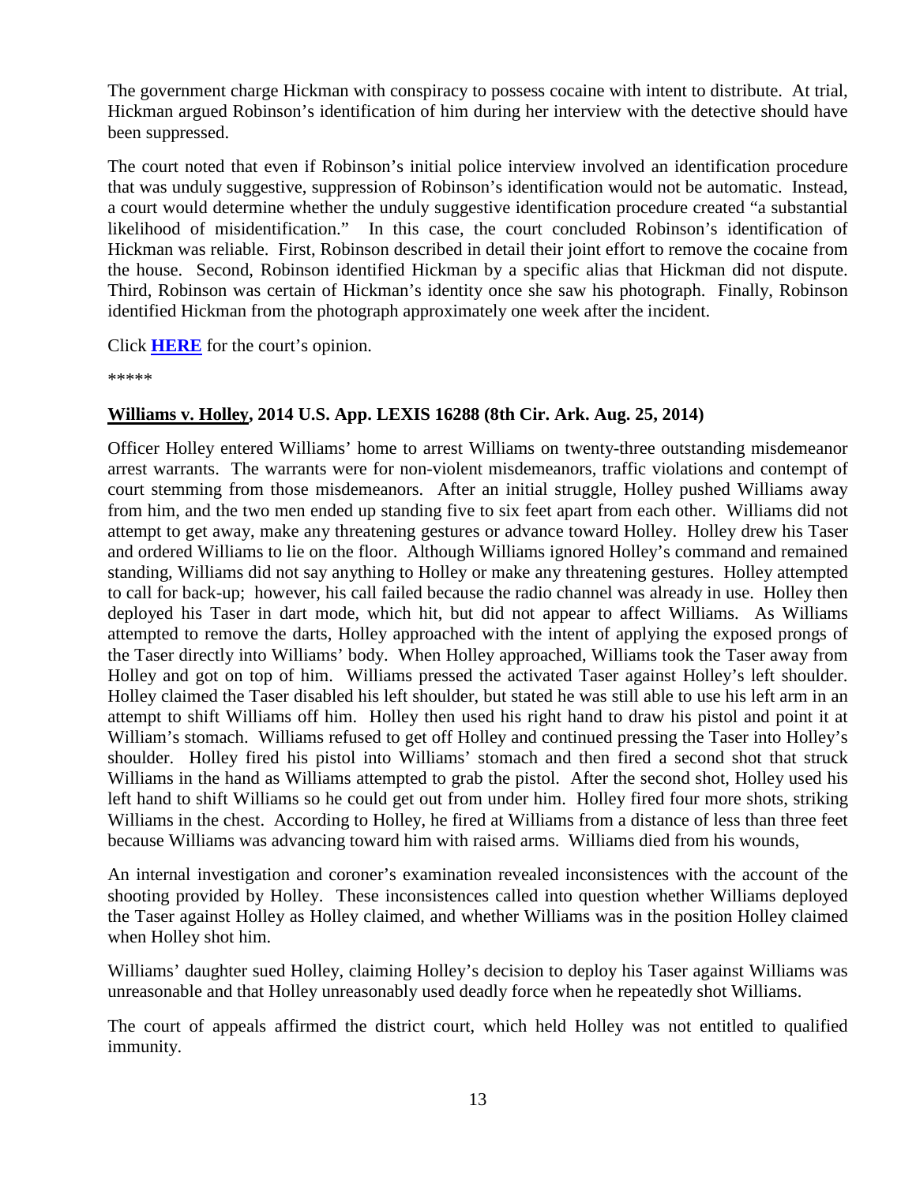The government charge Hickman with conspiracy to possess cocaine with intent to distribute. At trial, Hickman argued Robinson's identification of him during her interview with the detective should have been suppressed.

The court noted that even if Robinson's initial police interview involved an identification procedure that was unduly suggestive, suppression of Robinson's identification would not be automatic. Instead, a court would determine whether the unduly suggestive identification procedure created "a substantial likelihood of misidentification." In this case, the court concluded Robinson's identification of Hickman was reliable. First, Robinson described in detail their joint effort to remove the cocaine from the house. Second, Robinson identified Hickman by a specific alias that Hickman did not dispute. Third, Robinson was certain of Hickman's identity once she saw his photograph. Finally, Robinson identified Hickman from the photograph approximately one week after the incident.

Click **HERE** for the court's opinion.

*****

**Williams v. Holley, 2014 U.S. App. LEXIS 16288 (8th Cir. Ark. Aug. 25, 2014)**

Officer Holley entered Williams' home to arrest Williams on twenty-three outstanding misdemeanor arrest warrants. The warrants were for non-violent misdemeanors, traffic violations and contempt of court stemming from those misdemeanors. After an initial struggle, Holley pushed Williams away from him, and the two men ended up standing five to six feet apart from each other. Williams did not attempt to get away, make any threatening gestures or advance toward Holley. Holley drew his Taser and ordered Williams to lie on the floor. Although Williams ignored Holley's command and remained standing, Williams did not say anything to Holley or make any threatening gestures. Holley attempted to call for back-up; however, his call failed because the radio channel was already in use. Holley then deployed his Taser in dart mode, which hit, but did not appear to affect Williams. As Williams attempted to remove the darts, Holley approached with the intent of applying the exposed prongs of the Taser directly into Williams' body. When Holley approached, Williams took the Taser away from Holley and got on top of him. Williams pressed the activated Taser against Holley's left shoulder. Holley claimed the Taser disabled his left shoulder, but stated he was still able to use his left arm in an attempt to shift Williams off him. Holley then used his right hand to draw his pistol and point it at William's stomach. Williams refused to get off Holley and continued pressing the Taser into Holley's shoulder. Holley fired his pistol into Williams' stomach and then fired a second shot that struck Williams in the hand as Williams attempted to grab the pistol. After the second shot, Holley used his left hand to shift Williams so he could get out from under him. Holley fired four more shots, striking Williams in the chest. According to Holley, he fired at Williams from a distance of less than three feet because Williams was advancing toward him with raised arms. Williams died from his wounds,

An internal investigation and coroner's examination revealed inconsistences with the account of the shooting provided by Holley. These inconsistences called into question whether Williams deployed the Taser against Holley as Holley claimed, and whether Williams was in the position Holley claimed when Holley shot him.

Williams' daughter sued Holley, claiming Holley's decision to deploy his Taser against Williams was unreasonable and that Holley unreasonably used deadly force when he repeatedly shot Williams.

The court of appeals affirmed the district court, which held Holley was not entitled to qualified immunity.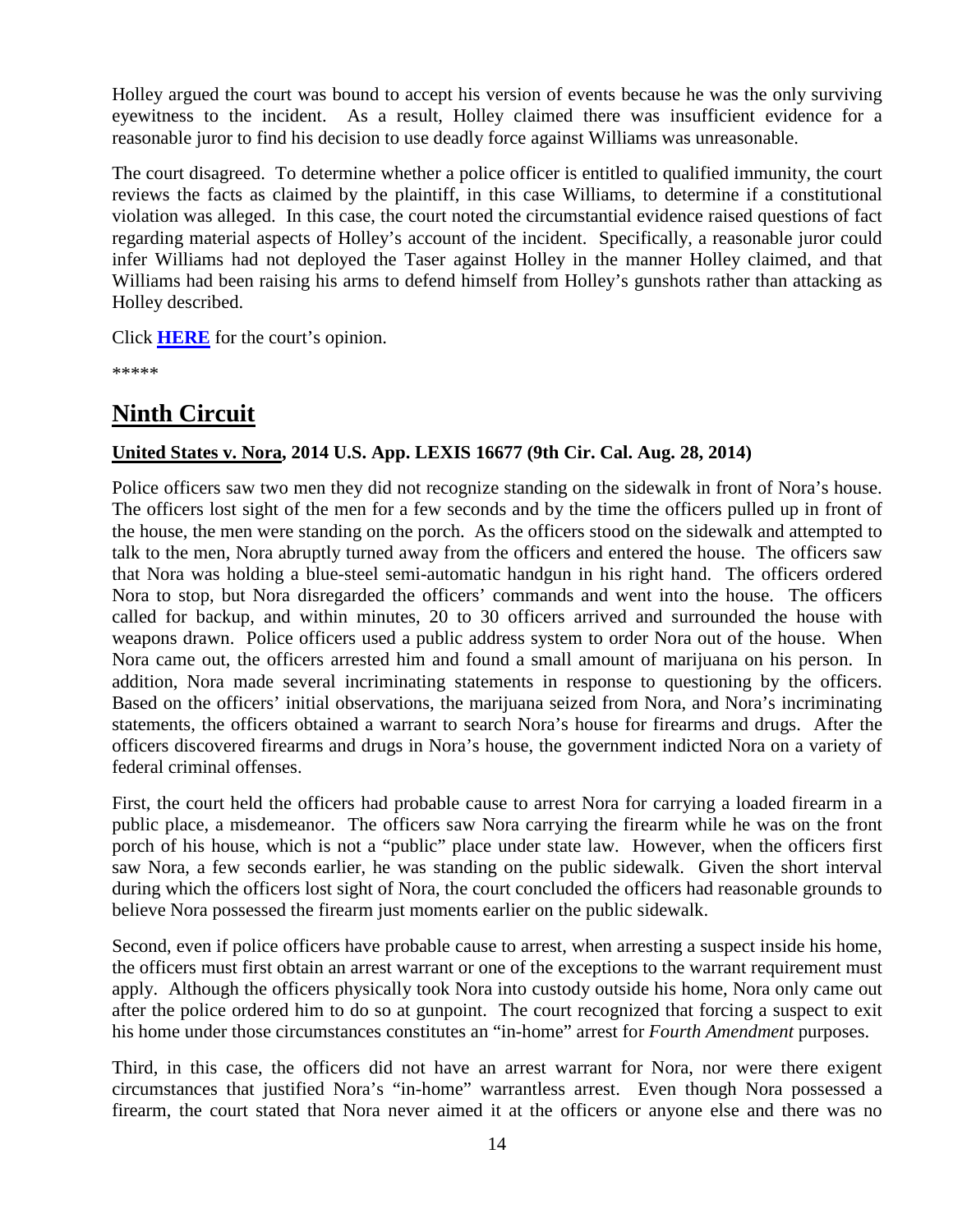Holley argued the court was bound to accept his version of events because he was the only surviving eyewitness to the incident. As a result, Holley claimed there was insufficient evidence for a reasonable juror to find his decision to use deadly force against Williams was unreasonable.

The court disagreed. To determine whether a police officer is entitled to qualified immunity, the court reviews the facts as claimed by the plaintiff, in this case Williams, to determine if a constitutional violation was alleged. In this case, the court noted the circumstantial evidence raised questions of fact regarding material aspects of Holley's account of the incident. Specifically, a reasonable juror could infer Williams had not deployed the Taser against Holley in the manner Holley claimed, and that Williams had been raising his arms to defend himself from Holley's gunshots rather than attacking as Holley described.

Click **HERE** for the court's opinion.

*****

## Ninth Circuit

### United States v. Nora, 2014 U.S. App. LEXIS 16677 (9th Cir. Cal. Aug. 28, 2014)

Police officers saw two men they did not recognize standing on the sidewalk in front of Nora's house. The officers lost sight of the men for a few seconds and by the time the officers pulled up in front of the house, the men were standing on the porch. As the officers stood on the sidewalk and attempted to talk to the men, Nora abruptly turned away from the officers and entered the house. The officers saw that Nora was holding a blue-steel semi-automatic handgun in his right hand. The officers ordered Nora to stop, but Nora disregarded the officers' commands and went into the house. The officers called for backup, and within minutes, 20 to 30 officers arrived and surrounded the house with weapons drawn. Police officers used a public address system to order Nora out of the house. When Nora came out, the officers arrested him and found a small amount of marijuana on his person. In addition, Nora made several incriminating statements in response to questioning by the officers. Based on the officers' initial observations, the marijuana seized from Nora, and Nora's incriminating statements, the officers obtained a warrant to search Nora's house for firearms and drugs. After the officers discovered firearms and drugs in Nora's house, the government indicted Nora on a variety of federal criminal offenses.

First, the court held the officers had probable cause to arrest Nora for carrying a loaded firearm in a public place, a misdemeanor. The officers saw Nora carrying the firearm while he was on the front porch of his house, which is not a "public" place under state law. However, when the officers first saw Nora, a few seconds earlier, he was standing on the public sidewalk. Given the short interval during which the officers lost sight of Nora, the court concluded the officers had reasonable grounds to believe Nora possessed the firearm just moments earlier on the public sidewalk.

Second, even if police officers have probable cause to arrest, when arresting a suspect inside his home, the officers must first obtain an arrest warrant or one of the exceptions to the warrant requirement must apply. Although the officers physically took Nora into custody outside his home, Nora only came out after the police ordered him to do so at gunpoint. The court recognized that forcing a suspect to exit his home under those circumstances constitutes an "in-home" arrest for *Fourth Amendment* purposes.

Third, in this case, the officers did not have an arrest warrant for Nora, nor were there exigent circumstances that justified Nora's "in-home" warrantless arrest. Even though Nora possessed a firearm, the court stated that Nora never aimed it at the officers or anyone else and there was no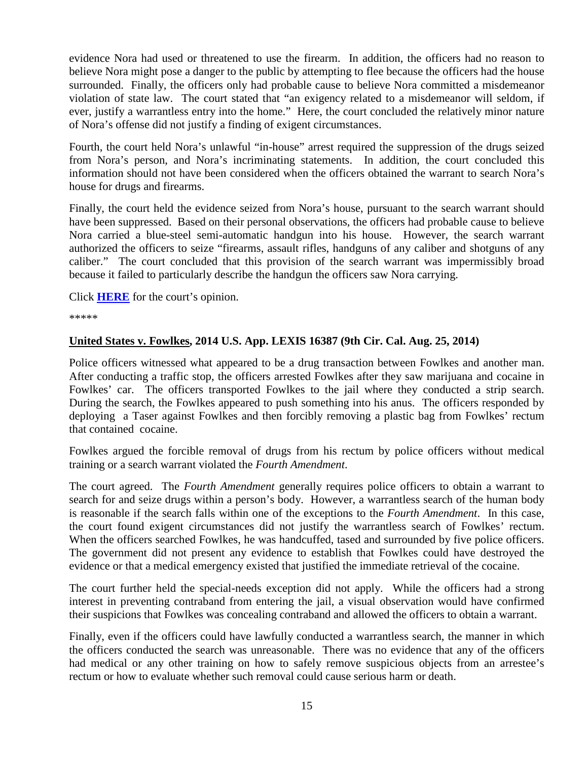evidence Nora had used or threatened to use the firearm. In addition, the officers had no reason to believe Nora might pose a danger to the public by attempting to flee because the officers had the house surrounded. Finally, the officers only had probable cause to believe Nora committed a misdemeanor violation of state law. The court stated that "an exigency related to a misdemeanor will seldom, if ever, justify a warrantless entry into the home." Here, the court concluded the relatively minor nature of Nora's offense did not justify a finding of exigent circumstances.

Fourth, the court held Nora's unlawful "in-house" arrest required the suppression of the drugs seized from Nora's person, and Nora's incriminating statements. In addition, the court concluded this information should not have been considered when the officers obtained the warrant to search Nora's house for drugs and firearms.

Finally, the court held the evidence seized from Nora's house, pursuant to the search warrant should have been suppressed. Based on their personal observations, the officers had probable cause to believe Nora carried a blue-steel semi-automatic handgun into his house. However, the search warrant authorized the officers to seize "firearms, assault rifles, handguns of any caliber and shotguns of any caliber." The court concluded that this provision of the search warrant was impermissibly broad because it failed to particularly describe the handgun the officers saw Nora carrying.

Click **HERE** for the court's opinion.

*****

### United States v. Fowlkes, 2014 U.S. App. LEXIS 16387 (9th Cir. Cal. Aug. 25, 2014)

Police officers witnessed what appeared to be a drug transaction between Fowlkes and another man. After conducting a traffic stop, the officers arrested Fowlkes after they saw marijuana and cocaine in Fowlkes' car. The officers transported Fowlkes to the jail where they conducted a strip search. During the search, the Fowlkes appeared to push something into his anus. The officers responded by deploying a Taser against Fowlkes and then forcibly removing a plastic bag from Fowlkes' rectum that contained cocaine.

Fowlkes argued the forcible removal of drugs from his rectum by police officers without medical training or a search warrant violated the *Fourth Amendment*.

The court agreed. The *Fourth Amendment* generally requires police officers to obtain a warrant to search for and seize drugs within a person's body. However, a warrantless search of the human body is reasonable if the search falls within one of the exceptions to the *Fourth Amendment*. In this case, the court found exigent circumstances did not justify the warrantless search of Fowlkes' rectum. When the officers searched Fowlkes, he was handcuffed, tased and surrounded by five police officers. The government did not present any evidence to establish that Fowlkes could have destroyed the evidence or that a medical emergency existed that justified the immediate retrieval of the cocaine.

The court further held the special-needs exception did not apply. While the officers had a strong interest in preventing contraband from entering the jail, a visual observation would have confirmed their suspicions that Fowlkes was concealing contraband and allowed the officers to obtain a warrant.

Finally, even if the officers could have lawfully conducted a warrantless search, the manner in which the officers conducted the search was unreasonable. There was no evidence that any of the officers had medical or any other training on how to safely remove suspicious objects from an arrestee's rectum or how to evaluate whether such removal could cause serious harm or death.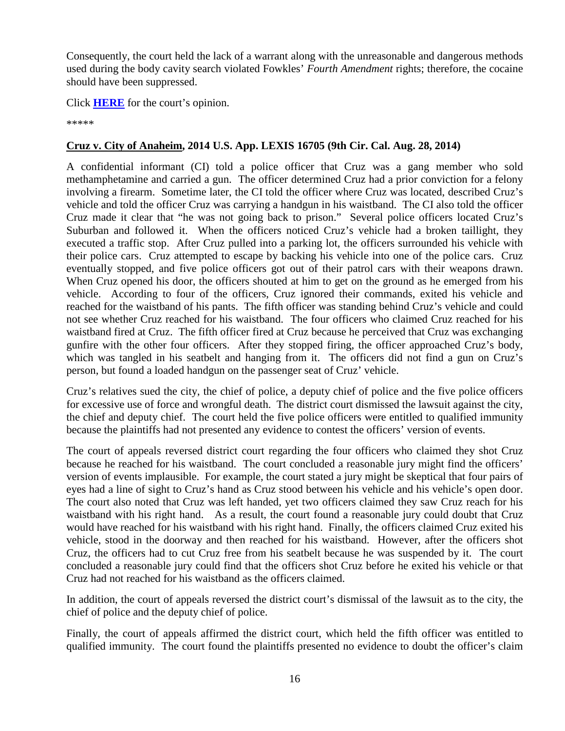Consequently, the court held the lack of a warrant along with the unreasonable and dangerous methods used during the body cavity search violated Fowkles' *Fourth Amendment* rights; therefore, the cocaine should have been suppressed.

Click **HERE** for the court's opinion.

*****

**Cruz v. City of Anaheim, 2014 U.S. App. LEXIS 16705 (9th Cir. Cal. Aug. 28, 2014)**

A confidential informant (CI) told a police officer that Cruz was a gang member who sold methamphetamine and carried a gun. The officer determined Cruz had a prior conviction for a felony involving a firearm. Sometime later, the CI told the officer where Cruz was located, described Cruz's vehicle and told the officer Cruz was carrying a handgun in his waistband. The CI also told the officer Cruz made it clear that "he was not going back to prison." Several police officers located Cruz's Suburban and followed it. When the officers noticed Cruz's vehicle had a broken taillight, they executed a traffic stop. After Cruz pulled into a parking lot, the officers surrounded his vehicle with their police cars. Cruz attempted to escape by backing his vehicle into one of the police cars. Cruz eventually stopped, and five police officers got out of their patrol cars with their weapons drawn. When Cruz opened his door, the officers shouted at him to get on the ground as he emerged from his vehicle. According to four of the officers, Cruz ignored their commands, exited his vehicle and reached for the waistband of his pants. The fifth officer was standing behind Cruz's vehicle and could not see whether Cruz reached for his waistband. The four officers who claimed Cruz reached for his waistband fired at Cruz. The fifth officer fired at Cruz because he perceived that Cruz was exchanging gunfire with the other four officers. After they stopped firing, the officer approached Cruz's body, which was tangled in his seatbelt and hanging from it. The officers did not find a gun on Cruz's person, but found a loaded handgun on the passenger seat of Cruz' vehicle.

Cruz's relatives sued the city, the chief of police, a deputy chief of police and the five police officers for excessive use of force and wrongful death. The district court dismissed the lawsuit against the city, the chief and deputy chief. The court held the five police officers were entitled to qualified immunity because the plaintiffs had not presented any evidence to contest the officers' version of events.

The court of appeals reversed district court regarding the four officers who claimed they shot Cruz because he reached for his waistband. The court concluded a reasonable jury might find the officers' version of events implausible. For example, the court stated a jury might be skeptical that four pairs of eyes had a line of sight to Cruz's hand as Cruz stood between his vehicle and his vehicle's open door. The court also noted that Cruz was left handed, yet two officers claimed they saw Cruz reach for his waistband with his right hand. As a result, the court found a reasonable jury could doubt that Cruz would have reached for his waistband with his right hand. Finally, the officers claimed Cruz exited his vehicle, stood in the doorway and then reached for his waistband. However, after the officers shot Cruz, the officers had to cut Cruz free from his seatbelt because he was suspended by it. The court concluded a reasonable jury could find that the officers shot Cruz before he exited his vehicle or that Cruz had not reached for his waistband as the officers claimed.

In addition, the court of appeals reversed the district court's dismissal of the lawsuit as to the city, the chief of police and the deputy chief of police.

Finally, the court of appeals affirmed the district court, which held the fifth officer was entitled to qualified immunity. The court found the plaintiffs presented no evidence to doubt the officer's claim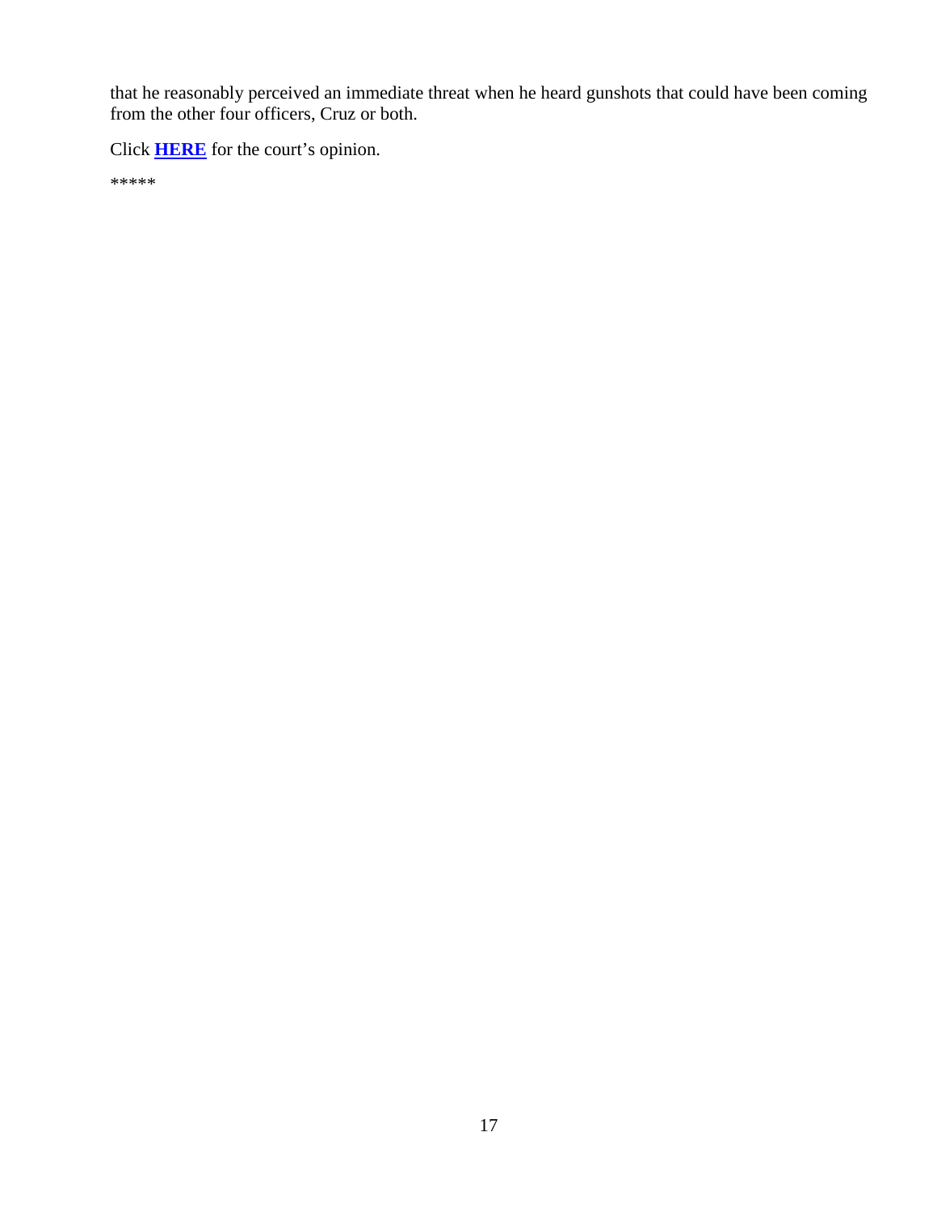that he reasonably perceived an immediate threat when he heard gunshots that could have been coming from the other four officers, Cruz or both.

Click **HERE** for the court's opinion.

*****